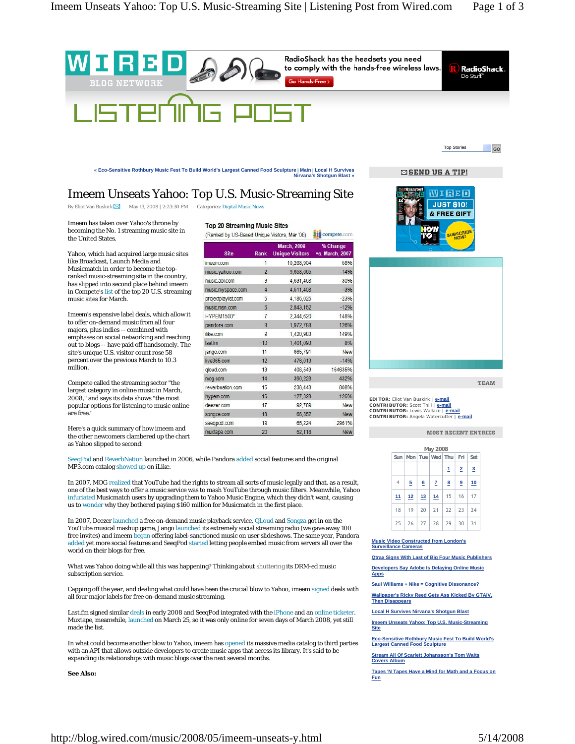« Eco-Sensitive Rothbury Music Fest To Build World's Largest Canned Food Sculpture | Main | Local H Survives Nirvana's Shotgun Blast »

# Imeem Unseats Yahoo: Top U.S. Music-Streaming Site

By Eliot Van Buskirk May 13, 2008 | 2:23:30 PM Categories: Digital Music News

Imeem has taken over Yahoo's throne by becoming the No. 1 streaming music site in the United States.

Yahoo, which had acquired large music sites like Broadcast, Launch Media and Musicmatch in order to become the top-ranked music-streaming site in the country, has slipped into second place behind imeem in Compete's list of the top 20 U.S. streaming music sites for March.

Imeem's expensive label deals, which allow it to offer on-demand music from all four majors, plus indies -- combined with emphases on social networking and reaching out to blogs -- have paid off handsomely. The site's unique U.S. visitor count rose 58 percent over the previous March to 10.3 million.

Compete called the streaming sector "the largest category in online music in March, 2008," and says its data shows "the most popular options for listening to music online are free."

Here's a quick summary of how imeem and the other newcomers clambered up the chart as Yahoo slipped to second:

**Top 20 Streaming Music Sites**
(Ranked by US-Based Unique Visitors, Mar '08) compete.com

| Site | Rank | March, 2008 Unique Visitors | % Change vs. March, 2007 |
|---|---|---|---|
| imeem.com | 1 | 10,268,904 | 58% |
| music.yahoo.com | 2 | 9,658,665 | -14% |
| music.aol.com | 3 | 4,631,468 | -30% |
| music.myspace.com | 4 | 4,511,408 | -3% |
| projectplaylist.com | 5 | 4,186,025 | -23% |
| music.msn.com | 6 | 2,843,152 | -12% |
| HYPEM1500* | 7 | 2,344,620 | 148% |
| pandora.com | 8 | 1,972,788 | 126% |
| ilike.com | 9 | 1,420,983 | 149% |
| last.fm | 10 | 1,401,093 | 8% |
| jango.com | 11 | 665,791 | New |
| live365.com | 12 | 476,013 | -14% |
| qloud.com | 13 | 408,543 | 164635% |
| mog.com | 14 | 390,228 | 432% |
| reverbnation.com | 15 | 238,443 | 808% |
| hypem.com | 16 | 127,328 | 126% |
| deezer.com | 17 | 92,789 | New |
| songza.com | 18 | 68,352 | New |
| seeqpod.com | 19 | 65,224 | 2961% |
| muxtape.com | 20 | 52,118 | New |

SeeqPod and ReverbNation launched in 2006, while Pandora added social features and the original MP3.com catalog showed up on iLike.

In 2007, MOG realized that YouTube had the rights to stream all sorts of music legally and that, as a result, one of the best ways to offer a music service was to mash YouTube through music filters. Meanwhile, Yahoo infuriated Musicmatch users by upgrading them to Yahoo Music Engine, which they didn't want, causing us to wonder why they bothered paying $160 million for Musicmatch in the first place.

In 2007, Deezer launched a free on-demand music playback service, QLoud and Songza got in on the YouTube musical mashup game, Jango launched its extremely social streaming radio (we gave away 100 free invites) and imeem began offering label-sanctioned music on user slideshows. The same year, Pandora added yet more social features and SeeqPod started letting people embed music from servers all over the world on their blogs for free.

What was Yahoo doing while all this was happening? Thinking about shuttering its DRM-ed music subscription service.

Capping off the year, and dealing what could have been the crucial blow to Yahoo, imeem signed deals with all four major labels for free on-demand music streaming.

Last.fm signed similar deals in early 2008 and SeeqPod integrated with the iPhone and an online ticketer. Muxtape, meanwhile, launched on March 25, so it was only online for seven days of March 2008, yet still made the list.

In what could become another blow to Yahoo, imeem has opened its massive media catalog to third parties with an API that allows outside developers to create music apps that access its library. It's said to be expanding its relationships with music blogs over the next several months.

**See Also:**

SEND US A TIP!

TEAM

**EDITOR:** Eliot Van Buskirk | e-mail
**CONTRIBUTOR:** Scott Thill | e-mail
**CONTRIBUTOR:** Lewis Wallace | e-mail
**CONTRIBUTOR:** Angela Watercutter | e-mail

MOST RECENT ENTRIES

May 2008

| Sun | Mon | Tue | Wed | Thu | Fri | Sat |
|---|---|---|---|---|---|---|
| | | | | 1 | 2 | 3 |
| 4 | 5 | 6 | 7 | 8 | 9 | 10 |
| 11 | 12 | 13 | 14 | 15 | 16 | 17 |
| 18 | 19 | 20 | 21 | 22 | 23 | 24 |
| 25 | 26 | 27 | 28 | 29 | 30 | 31 |

- Music Video Constructed from London's Surveillance Cameras
- Qtrax Signs With Last of Big Four Music Publishers
- Developers Say Adobe Is Delaying Online Music Apps
- Saul Williams + Nike = Cognitive Dissonance?
- Wallpaper's Ricky Reed Gets Ass Kicked By GTAIV, Then Disappears
- Local H Survives Nirvana's Shotgun Blast
- Imeem Unseats Yahoo: Top U.S. Music-Streaming Site
- Eco-Sensitive Rothbury Music Fest To Build World's Largest Canned Food Sculpture
- Stream All Of Scarlett Johansson's Tom Waits Covers Album
- Tapes 'N Tapes Have a Mind for Math and a Focus on Fun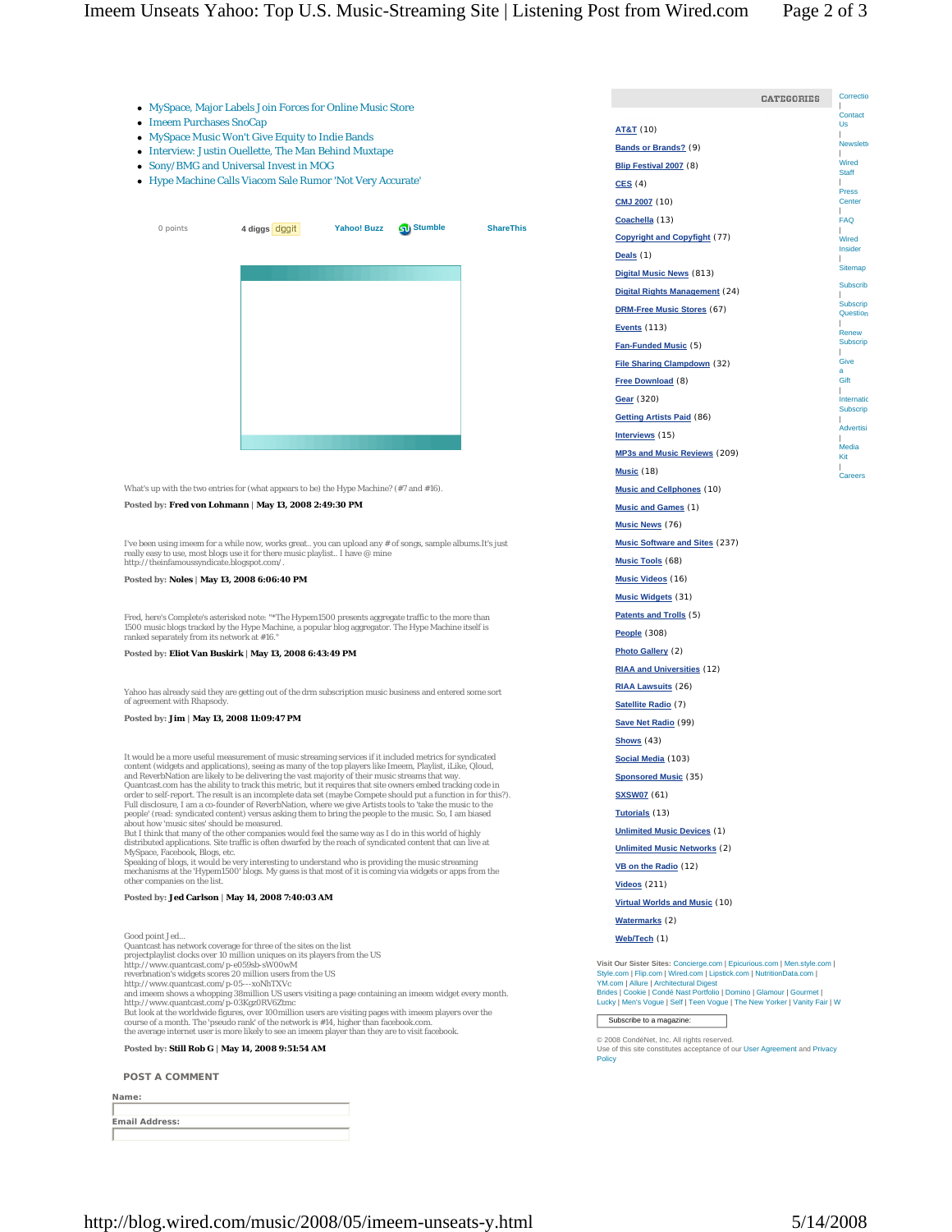- MySpace, Major Labels Join Forces for Online Music Store
- Imeem Purchases SnoCap
- MySpace Music Won't Give Equity to Indie Bands
- Interview: Justin Ouellette, The Man Behind Muxtape
- Sony/BMG and Universal Invest in MOG
- Hype Machine Calls Viacom Sale Rumor 'Not Very Accurate'

0 points | 4 diggs digg it | Yahoo! Buzz | Stumble | ShareThis

What's up with the two entries for (what appears to be) the Hype Machine? (#7 and #16).

**Posted by:** **Fred von Lohmann** | **May 13, 2008 2:49:30 PM**

I've been using imeem for a while now, works great.. you can upload any # of songs, sample albums.It's just really easy to use, most blogs use it for there music playlist.. I have @ mine http://theinfamoussyndicate.blogspot.com/.

**Posted by:** **Noles** | **May 13, 2008 6:06:40 PM**

Fred, here's Complete's asterisked note: "*The Hypem1500 presents aggregate traffic to the more than 1500 music blogs tracked by the Hype Machine, a popular blog aggregator. The Hype Machine itself is ranked separately from its network at #16."

**Posted by:** **Eliot Van Buskirk** | **May 13, 2008 6:43:49 PM**

Yahoo has already said they are getting out of the drm subscription music business and entered some sort of agreement with Rhapsody.

**Posted by:** **Jim** | **May 13, 2008 11:09:47 PM**

It would be a more useful measurement of music streaming services if it included metrics for syndicated content (widgets and applications), seeing as many of the top players like Imeem, Playlist, iLike, Qloud, and ReverbNation are likely to be delivering the vast majority of their music streams that way.
Quantcast.com has the ability to track this metric, but it requires that site owners embed tracking code in order to self-report. The result is an incomplete data set (maybe Compete should put a function in for this?).
Full disclosure, I am a co-founder of ReverbNation, where we give Artists tools to 'take the music to the people' (read: syndicated content) versus asking them to bring the people to the music. So, I am biased about how 'music sites' should be measured.
But I think that many of the other companies would feel the same way as I do in this world of highly distributed applications. Site traffic is often dwarfed by the reach of syndicated content that can live at MySpace, Facebook, Blogs, etc.
Speaking of blogs, it would be very interesting to understand who is providing the music streaming mechanisms at the 'Hypem1500' blogs. My guess is that most of it is coming via widgets or apps from the other companies on the list.

**Posted by:** **Jed Carlson** | **May 14, 2008 7:40:03 AM**

Good point Jed...
Quantcast has network coverage for three of the sites on the list
projectplaylist clocks over 10 million uniques on its players from the US
http://www.quantcast.com/p-e059sb-sW00wM
reverbnation's widgets scores 20 million users from the US
http://www.quantcast.com/p-05---xoNhTXVc
and imeem shows a whopping 38million US users visiting a page containing an imeem widget every month.
http://www.quantcast.com/p-03Kgz0RV6Ztmc
But look at the worldwide figures, over 100million users are visiting pages with imeem players over the course of a month. The 'pseudo rank' of the network is #14, higher than facebook.com.
the average internet user is more likely to see an imeem player than they are to visit facebook.

**Posted by:** **Still Rob G** | **May 14, 2008 9:51:54 AM**

## POST A COMMENT

**Name:**

**Email Address:**

## CATEGORIES

- AT&T (10)
- Bands or Brands? (9)
- Blip Festival 2007 (8)
- CES (4)
- CMJ 2007 (10)
- Coachella (13)
- Copyright and Copyfight (77)
- Deals (1)
- Digital Music News (813)
- Digital Rights Management (24)
- DRM-Free Music Stores (67)
- Events (113)
- Fan-Funded Music (5)
- File Sharing Clampdown (32)
- Free Download (8)
- Gear (320)
- Getting Artists Paid (86)
- Interviews (15)
- MP3s and Music Reviews (209)
- Music (18)
- Music and Cellphones (10)
- Music and Games (1)
- Music News (76)
- Music Software and Sites (237)
- Music Tools (68)
- Music Videos (16)
- Music Widgets (31)
- Patents and Trolls (5)
- People (308)
- Photo Gallery (2)
- RIAA and Universities (12)
- RIAA Lawsuits (26)
- Satellite Radio (7)
- Save Net Radio (99)
- Shows (43)
- Social Media (103)
- Sponsored Music (35)
- SXSW07 (61)
- Tutorials (13)
- Unlimited Music Devices (1)
- Unlimited Music Networks (2)
- VB on the Radio (12)
- Videos (211)
- Virtual Worlds and Music (10)
- Watermarks (2)
- Web/Tech (1)

**Visit Our Sister Sites:** Concierge.com | Epicurious.com | Men.style.com | Style.com | Flip.com | Wired.com | Lipstick.com | NutritionData.com | YM.com | Allure | Architectural Digest
Brides | Cookie | Condé Nast Portfolio | Domino | Glamour | Gourmet | Lucky | Men's Vogue | Self | Teen Vogue | The New Yorker | Vanity Fair | W

Subscribe to a magazine:

© 2008 CondéNet, Inc. All rights reserved.
Use of this site constitutes acceptance of our User Agreement and Privacy Policy

Correctio | Contact Us | Newslett | Wired Staff | Press Center | FAQ | Wired Insider | Sitemap

Subscrib | Subscrip Question | Renew Subscrip | Give a Gift | Internatic Subscrip | Advertisi | Media Kit | Careers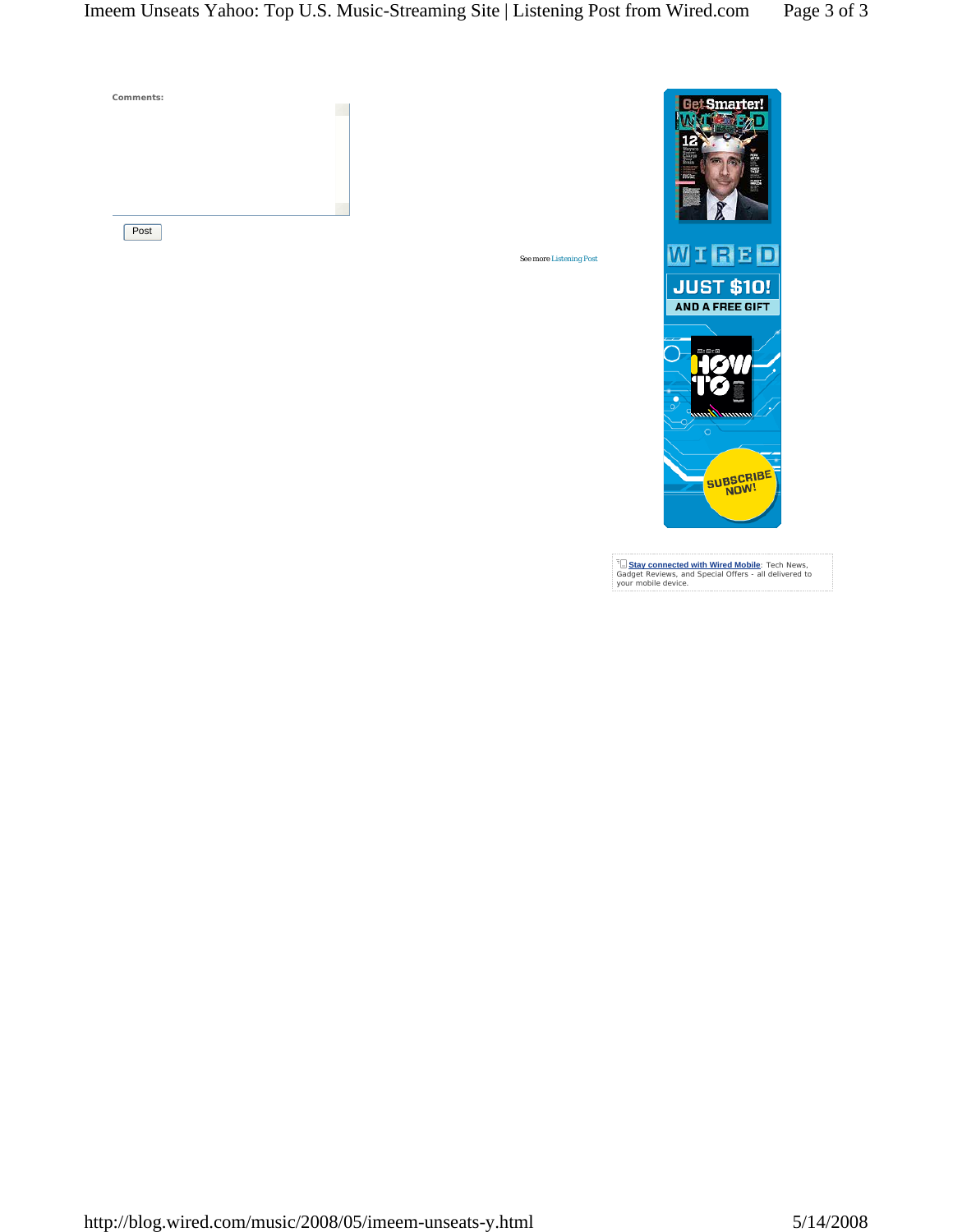**Comments:**

Post

See more Listening Post

Get Smarter! WIRED

WIRED JUST $10! AND A FREE GIFT

SUBSCRIBE NOW!

Stay connected with Wired Mobile: Tech News, Gadget Reviews, and Special Offers - all delivered to your mobile device.